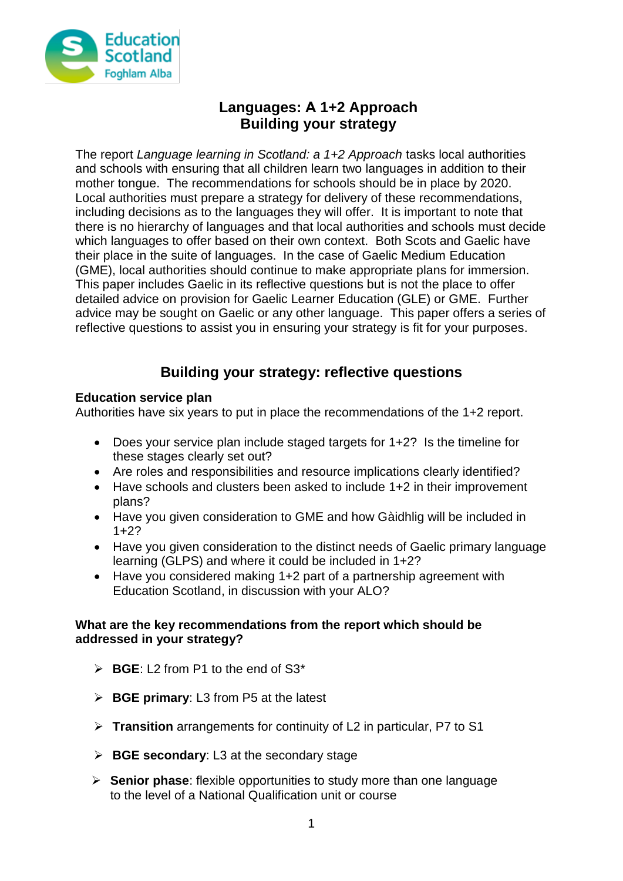# Languages: A 1+2 Approach
# Building your strategy

The report *Language learning in Scotland: a 1+2 Approach* tasks local authorities and schools with ensuring that all children learn two languages in addition to their mother tongue. The recommendations for schools should be in place by 2020. Local authorities must prepare a strategy for delivery of these recommendations, including decisions as to the languages they will offer. It is important to note that there is no hierarchy of languages and that local authorities and schools must decide which languages to offer based on their own context. Both Scots and Gaelic have their place in the suite of languages. In the case of Gaelic Medium Education (GME), local authorities should continue to make appropriate plans for immersion. This paper includes Gaelic in its reflective questions but is not the place to offer detailed advice on provision for Gaelic Learner Education (GLE) or GME. Further advice may be sought on Gaelic or any other language. This paper offers a series of reflective questions to assist you in ensuring your strategy is fit for your purposes.

## Building your strategy: reflective questions

**Education service plan**

Authorities have six years to put in place the recommendations of the 1+2 report.

- Does your service plan include staged targets for 1+2? Is the timeline for these stages clearly set out?
- Are roles and responsibilities and resource implications clearly identified?
- Have schools and clusters been asked to include 1+2 in their improvement plans?
- Have you given consideration to GME and how Gàidhlig will be included in 1+2?
- Have you given consideration to the distinct needs of Gaelic primary language learning (GLPS) and where it could be included in 1+2?
- Have you considered making 1+2 part of a partnership agreement with Education Scotland, in discussion with your ALO?

**What are the key recommendations from the report which should be addressed in your strategy?**

- **BGE**: L2 from P1 to the end of S3*
- **BGE primary**: L3 from P5 at the latest
- **Transition** arrangements for continuity of L2 in particular, P7 to S1
- **BGE secondary**: L3 at the secondary stage
- **Senior phase**: flexible opportunities to study more than one language to the level of a National Qualification unit or course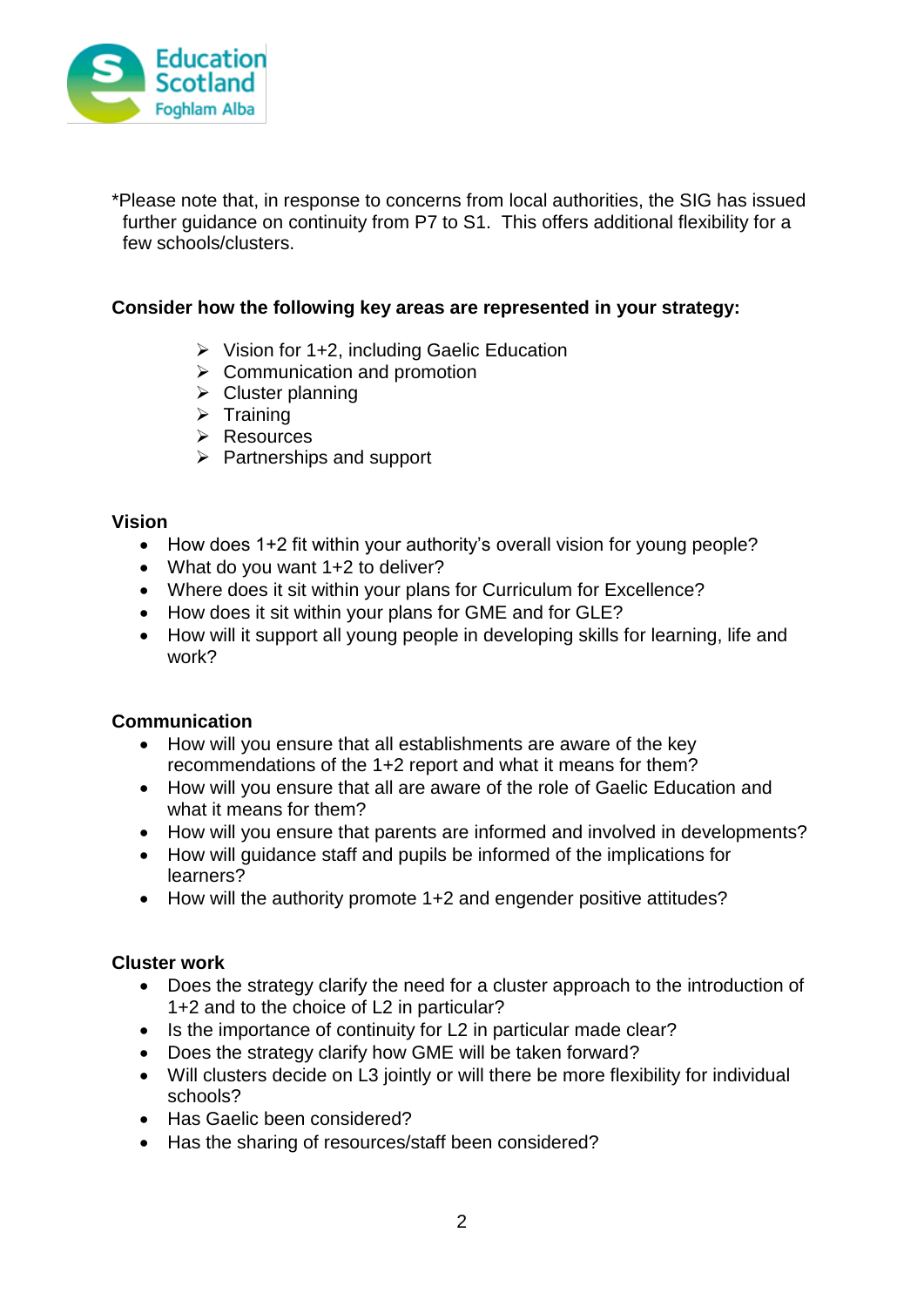*Please note that, in response to concerns from local authorities, the SIG has issued further guidance on continuity from P7 to S1. This offers additional flexibility for a few schools/clusters.

**Consider how the following key areas are represented in your strategy:**

- Vision for 1+2, including Gaelic Education
- Communication and promotion
- Cluster planning
- Training
- Resources
- Partnerships and support

**Vision**

- How does 1+2 fit within your authority's overall vision for young people?
- What do you want 1+2 to deliver?
- Where does it sit within your plans for Curriculum for Excellence?
- How does it sit within your plans for GME and for GLE?
- How will it support all young people in developing skills for learning, life and work?

**Communication**

- How will you ensure that all establishments are aware of the key recommendations of the 1+2 report and what it means for them?
- How will you ensure that all are aware of the role of Gaelic Education and what it means for them?
- How will you ensure that parents are informed and involved in developments?
- How will guidance staff and pupils be informed of the implications for learners?
- How will the authority promote 1+2 and engender positive attitudes?

**Cluster work**

- Does the strategy clarify the need for a cluster approach to the introduction of 1+2 and to the choice of L2 in particular?
- Is the importance of continuity for L2 in particular made clear?
- Does the strategy clarify how GME will be taken forward?
- Will clusters decide on L3 jointly or will there be more flexibility for individual schools?
- Has Gaelic been considered?
- Has the sharing of resources/staff been considered?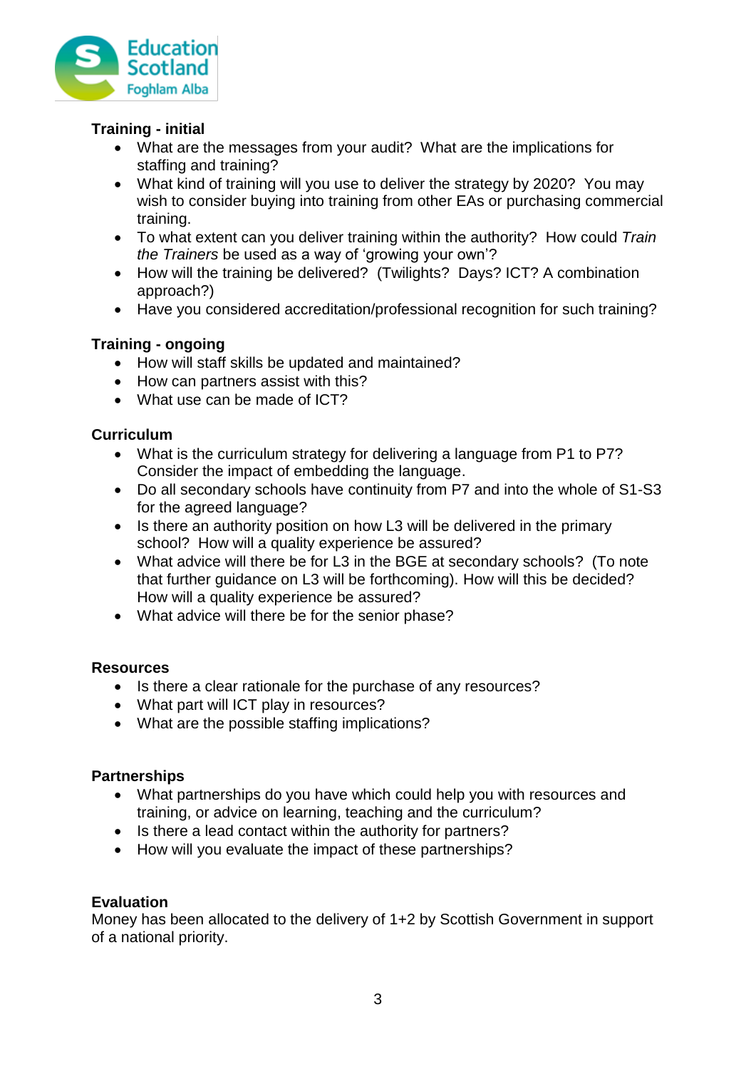**Training - initial**

- What are the messages from your audit? What are the implications for staffing and training?
- What kind of training will you use to deliver the strategy by 2020? You may wish to consider buying into training from other EAs or purchasing commercial training.
- To what extent can you deliver training within the authority? How could *Train the Trainers* be used as a way of 'growing your own'?
- How will the training be delivered? (Twilights? Days? ICT? A combination approach?)
- Have you considered accreditation/professional recognition for such training?

**Training - ongoing**

- How will staff skills be updated and maintained?
- How can partners assist with this?
- What use can be made of ICT?

**Curriculum**

- What is the curriculum strategy for delivering a language from P1 to P7? Consider the impact of embedding the language.
- Do all secondary schools have continuity from P7 and into the whole of S1-S3 for the agreed language?
- Is there an authority position on how L3 will be delivered in the primary school? How will a quality experience be assured?
- What advice will there be for L3 in the BGE at secondary schools? (To note that further guidance on L3 will be forthcoming). How will this be decided? How will a quality experience be assured?
- What advice will there be for the senior phase?

**Resources**

- Is there a clear rationale for the purchase of any resources?
- What part will ICT play in resources?
- What are the possible staffing implications?

**Partnerships**

- What partnerships do you have which could help you with resources and training, or advice on learning, teaching and the curriculum?
- Is there a lead contact within the authority for partners?
- How will you evaluate the impact of these partnerships?

**Evaluation**

Money has been allocated to the delivery of 1+2 by Scottish Government in support of a national priority.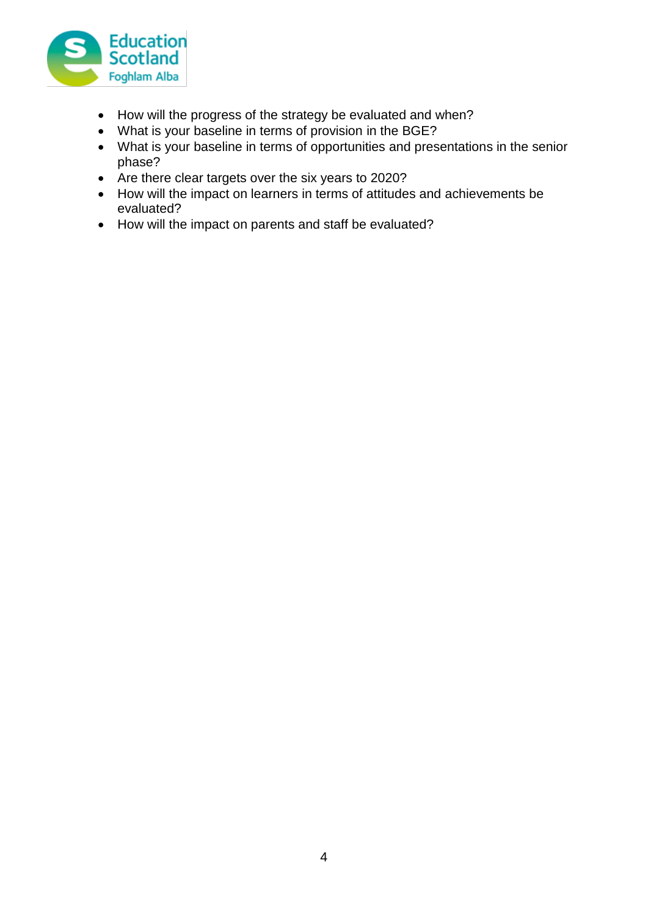- How will the progress of the strategy be evaluated and when?
- What is your baseline in terms of provision in the BGE?
- What is your baseline in terms of opportunities and presentations in the senior phase?
- Are there clear targets over the six years to 2020?
- How will the impact on learners in terms of attitudes and achievements be evaluated?
- How will the impact on parents and staff be evaluated?